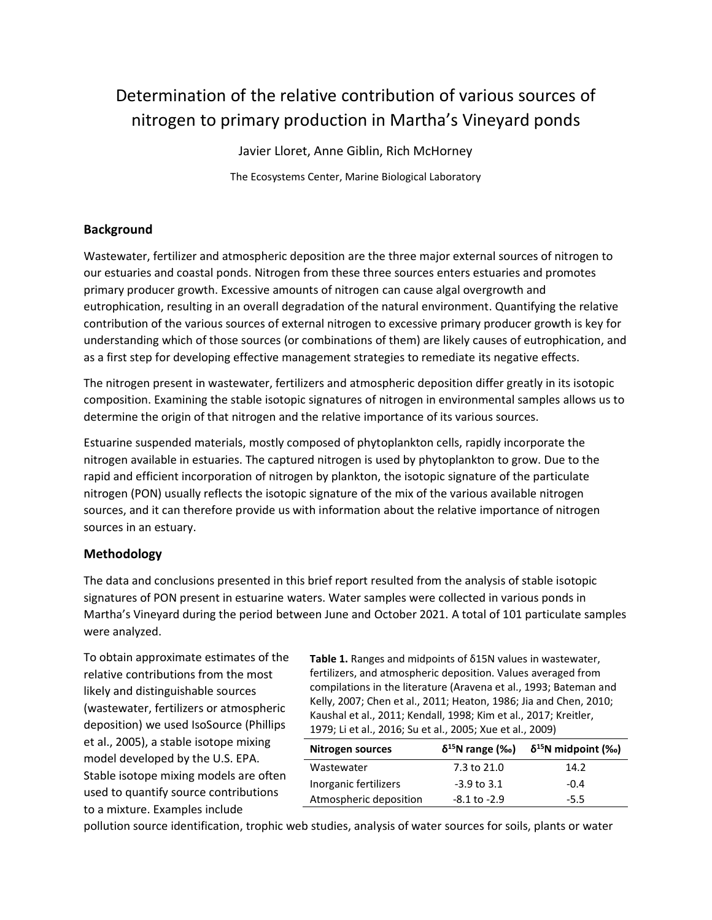# Determination of the relative contribution of various sources of nitrogen to primary production in Martha's Vineyard ponds

Javier Lloret, Anne Giblin, Rich McHorney

The Ecosystems Center, Marine Biological Laboratory

## Background

Wastewater, fertilizer and atmospheric deposition are the three major external sources of nitrogen to our estuaries and coastal ponds. Nitrogen from these three sources enters estuaries and promotes primary producer growth. Excessive amounts of nitrogen can cause algal overgrowth and eutrophication, resulting in an overall degradation of the natural environment. Quantifying the relative contribution of the various sources of external nitrogen to excessive primary producer growth is key for understanding which of those sources (or combinations of them) are likely causes of eutrophication, and as a first step for developing effective management strategies to remediate its negative effects.

The nitrogen present in wastewater, fertilizers and atmospheric deposition differ greatly in its isotopic composition. Examining the stable isotopic signatures of nitrogen in environmental samples allows us to determine the origin of that nitrogen and the relative importance of its various sources.

Estuarine suspended materials, mostly composed of phytoplankton cells, rapidly incorporate the nitrogen available in estuaries. The captured nitrogen is used by phytoplankton to grow. Due to the rapid and efficient incorporation of nitrogen by plankton, the isotopic signature of the particulate nitrogen (PON) usually reflects the isotopic signature of the mix of the various available nitrogen sources, and it can therefore provide us with information about the relative importance of nitrogen sources in an estuary.

## Methodology

The data and conclusions presented in this brief report resulted from the analysis of stable isotopic signatures of PON present in estuarine waters. Water samples were collected in various ponds in Martha's Vineyard during the period between June and October 2021. A total of 101 particulate samples were analyzed.

To obtain approximate estimates of the relative contributions from the most likely and distinguishable sources (wastewater, fertilizers or atmospheric deposition) we used IsoSource (Phillips et al., 2005), a stable isotope mixing model developed by the U.S. EPA. Stable isotope mixing models are often used to quantify source contributions to a mixture. Examples include pollution source identification, trophic web studies, analysis of water sources for soils, plants or water

**Table 1.** Ranges and midpoints of δ15N values in wastewater, fertilizers, and atmospheric deposition. Values averaged from compilations in the literature (Aravena et al., 1993; Bateman and Kelly, 2007; Chen et al., 2011; Heaton, 1986; Jia and Chen, 2010; Kaushal et al., 2011; Kendall, 1998; Kim et al., 2017; Kreitler, 1979; Li et al., 2016; Su et al., 2005; Xue et al., 2009)

| Nitrogen sources | $\delta^{15}N$ range (‰) | $\delta^{15}N$ midpoint (‰) |
|---|---|---|
| Wastewater | 7.3 to 21.0 | 14.2 |
| Inorganic fertilizers | -3.9 to 3.1 | -0.4 |
| Atmospheric deposition | -8.1 to -2.9 | -5.5 |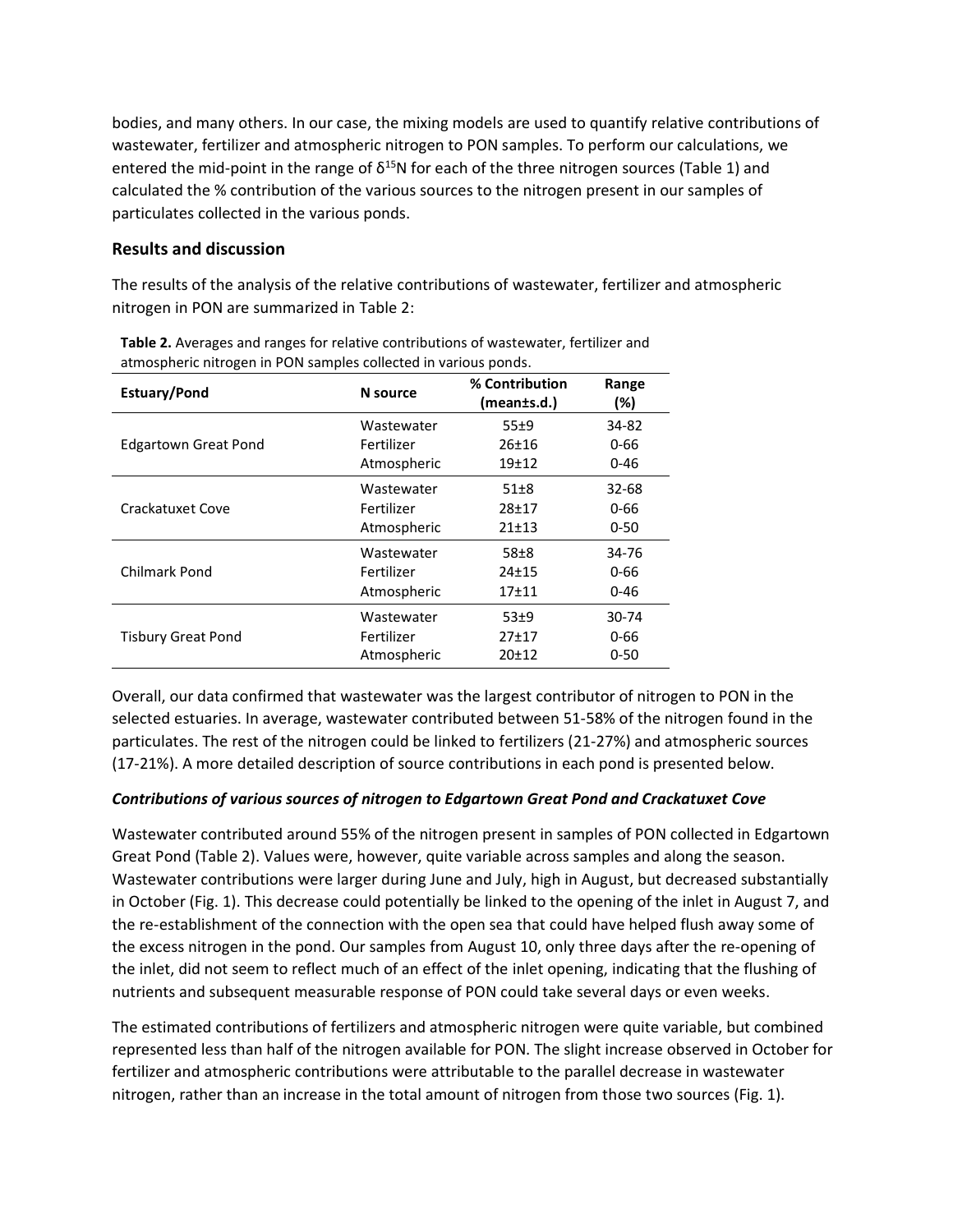bodies, and many others. In our case, the mixing models are used to quantify relative contributions of wastewater, fertilizer and atmospheric nitrogen to PON samples. To perform our calculations, we entered the mid-point in the range of $\delta^{15}N$ for each of the three nitrogen sources (Table 1) and calculated the % contribution of the various sources to the nitrogen present in our samples of particulates collected in the various ponds.

## Results and discussion

The results of the analysis of the relative contributions of wastewater, fertilizer and atmospheric nitrogen in PON are summarized in Table 2:

**Table 2.** Averages and ranges for relative contributions of wastewater, fertilizer and atmospheric nitrogen in PON samples collected in various ponds.

| Estuary/Pond | N source | % Contribution (mean±s.d.) | Range (%) |
|---|---|---|---|
| Edgartown Great Pond | Wastewater | 55±9 | 34-82 |
| | Fertilizer | 26±16 | 0-66 |
| | Atmospheric | 19±12 | 0-46 |
| Crackatuxet Cove | Wastewater | 51±8 | 32-68 |
| | Fertilizer | 28±17 | 0-66 |
| | Atmospheric | 21±13 | 0-50 |
| Chilmark Pond | Wastewater | 58±8 | 34-76 |
| | Fertilizer | 24±15 | 0-66 |
| | Atmospheric | 17±11 | 0-46 |
| Tisbury Great Pond | Wastewater | 53±9 | 30-74 |
| | Fertilizer | 27±17 | 0-66 |
| | Atmospheric | 20±12 | 0-50 |

Overall, our data confirmed that wastewater was the largest contributor of nitrogen to PON in the selected estuaries. In average, wastewater contributed between 51-58% of the nitrogen found in the particulates. The rest of the nitrogen could be linked to fertilizers (21-27%) and atmospheric sources (17-21%). A more detailed description of source contributions in each pond is presented below.

### *Contributions of various sources of nitrogen to Edgartown Great Pond and Crackatuxet Cove*

Wastewater contributed around 55% of the nitrogen present in samples of PON collected in Edgartown Great Pond (Table 2). Values were, however, quite variable across samples and along the season. Wastewater contributions were larger during June and July, high in August, but decreased substantially in October (Fig. 1). This decrease could potentially be linked to the opening of the inlet in August 7, and the re-establishment of the connection with the open sea that could have helped flush away some of the excess nitrogen in the pond. Our samples from August 10, only three days after the re-opening of the inlet, did not seem to reflect much of an effect of the inlet opening, indicating that the flushing of nutrients and subsequent measurable response of PON could take several days or even weeks.

The estimated contributions of fertilizers and atmospheric nitrogen were quite variable, but combined represented less than half of the nitrogen available for PON. The slight increase observed in October for fertilizer and atmospheric contributions were attributable to the parallel decrease in wastewater nitrogen, rather than an increase in the total amount of nitrogen from those two sources (Fig. 1).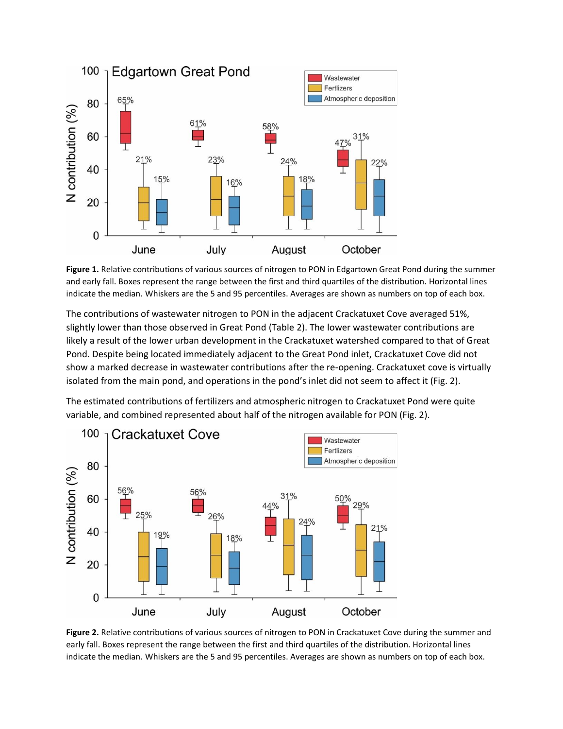**Figure 1.** Relative contributions of various sources of nitrogen to PON in Edgartown Great Pond during the summer and early fall. Boxes represent the range between the first and third quartiles of the distribution. Horizontal lines indicate the median. Whiskers are the 5 and 95 percentiles. Averages are shown as numbers on top of each box.

The contributions of wastewater nitrogen to PON in the adjacent Crackatuxet Cove averaged 51%, slightly lower than those observed in Great Pond (Table 2). The lower wastewater contributions are likely a result of the lower urban development in the Crackatuxet watershed compared to that of Great Pond. Despite being located immediately adjacent to the Great Pond inlet, Crackatuxet Cove did not show a marked decrease in wastewater contributions after the re-opening. Crackatuxet cove is virtually isolated from the main pond, and operations in the pond's inlet did not seem to affect it (Fig. 2).

The estimated contributions of fertilizers and atmospheric nitrogen to Crackatuxet Pond were quite variable, and combined represented about half of the nitrogen available for PON (Fig. 2).

**Figure 2.** Relative contributions of various sources of nitrogen to PON in Crackatuxet Cove during the summer and early fall. Boxes represent the range between the first and third quartiles of the distribution. Horizontal lines indicate the median. Whiskers are the 5 and 95 percentiles. Averages are shown as numbers on top of each box.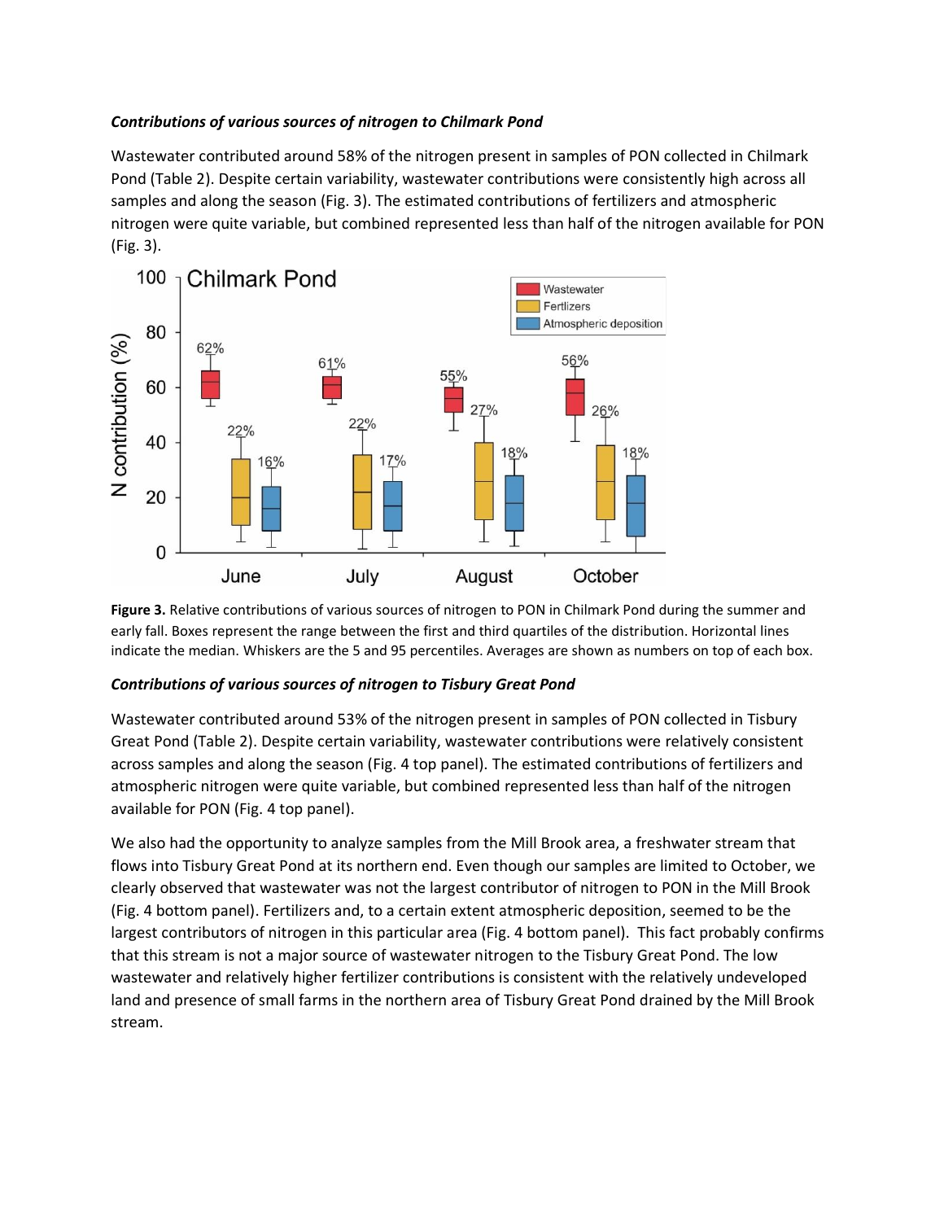***Contributions of various sources of nitrogen to Chilmark Pond***

Wastewater contributed around 58% of the nitrogen present in samples of PON collected in Chilmark Pond (Table 2). Despite certain variability, wastewater contributions were consistently high across all samples and along the season (Fig. 3). The estimated contributions of fertilizers and atmospheric nitrogen were quite variable, but combined represented less than half of the nitrogen available for PON (Fig. 3).

**Figure 3.** Relative contributions of various sources of nitrogen to PON in Chilmark Pond during the summer and early fall. Boxes represent the range between the first and third quartiles of the distribution. Horizontal lines indicate the median. Whiskers are the 5 and 95 percentiles. Averages are shown as numbers on top of each box.

***Contributions of various sources of nitrogen to Tisbury Great Pond***

Wastewater contributed around 53% of the nitrogen present in samples of PON collected in Tisbury Great Pond (Table 2). Despite certain variability, wastewater contributions were relatively consistent across samples and along the season (Fig. 4 top panel). The estimated contributions of fertilizers and atmospheric nitrogen were quite variable, but combined represented less than half of the nitrogen available for PON (Fig. 4 top panel).

We also had the opportunity to analyze samples from the Mill Brook area, a freshwater stream that flows into Tisbury Great Pond at its northern end. Even though our samples are limited to October, we clearly observed that wastewater was not the largest contributor of nitrogen to PON in the Mill Brook (Fig. 4 bottom panel). Fertilizers and, to a certain extent atmospheric deposition, seemed to be the largest contributors of nitrogen in this particular area (Fig. 4 bottom panel). This fact probably confirms that this stream is not a major source of wastewater nitrogen to the Tisbury Great Pond. The low wastewater and relatively higher fertilizer contributions is consistent with the relatively undeveloped land and presence of small farms in the northern area of Tisbury Great Pond drained by the Mill Brook stream.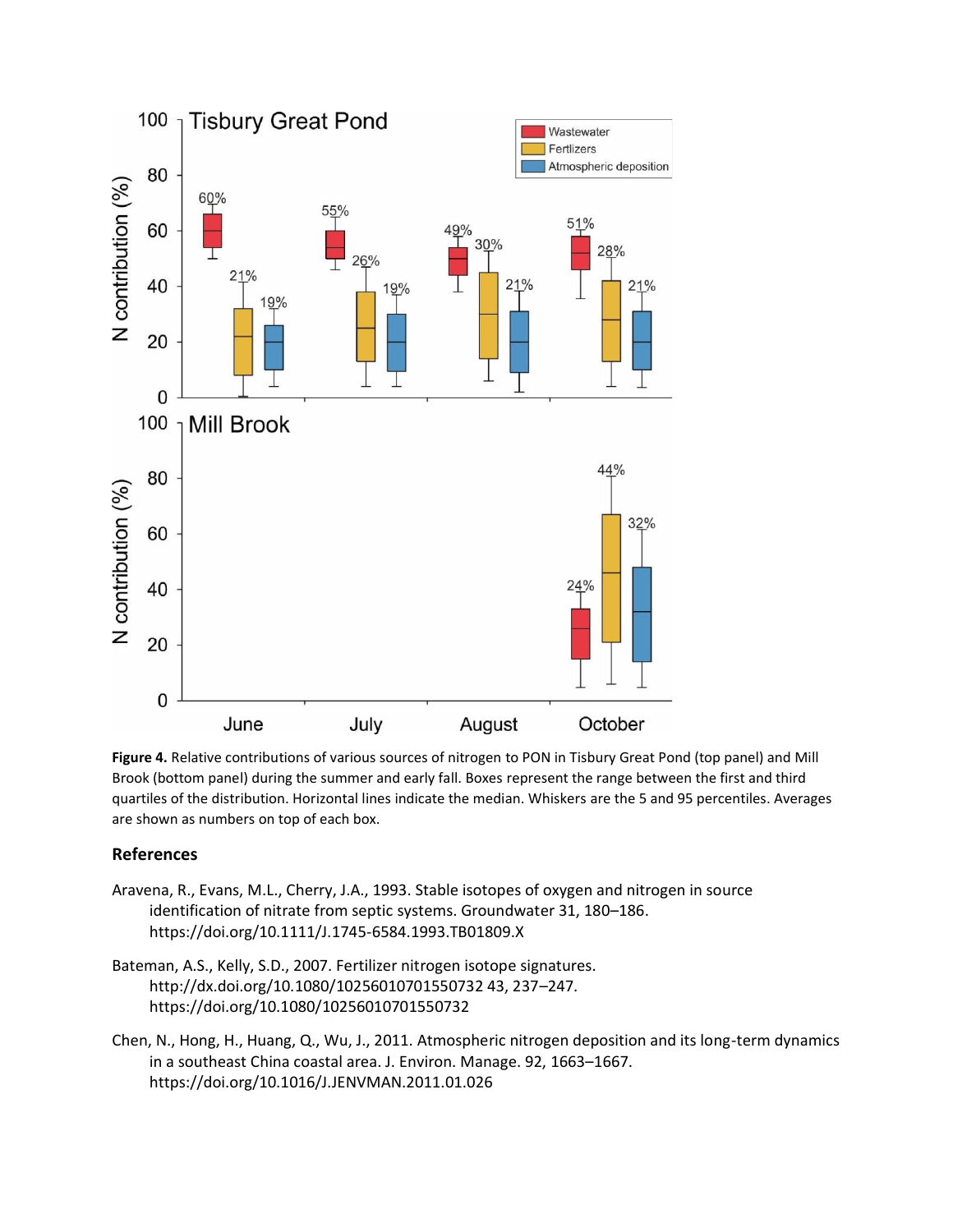**Figure 4.** Relative contributions of various sources of nitrogen to PON in Tisbury Great Pond (top panel) and Mill Brook (bottom panel) during the summer and early fall. Boxes represent the range between the first and third quartiles of the distribution. Horizontal lines indicate the median. Whiskers are the 5 and 95 percentiles. Averages are shown as numbers on top of each box.

## References

Aravena, R., Evans, M.L., Cherry, J.A., 1993. Stable isotopes of oxygen and nitrogen in source identification of nitrate from septic systems. Groundwater 31, 180–186. https://doi.org/10.1111/J.1745-6584.1993.TB01809.X

Bateman, A.S., Kelly, S.D., 2007. Fertilizer nitrogen isotope signatures. http://dx.doi.org/10.1080/10256010701550732 43, 237–247. https://doi.org/10.1080/10256010701550732

Chen, N., Hong, H., Huang, Q., Wu, J., 2011. Atmospheric nitrogen deposition and its long-term dynamics in a southeast China coastal area. J. Environ. Manage. 92, 1663–1667. https://doi.org/10.1016/J.JENVMAN.2011.01.026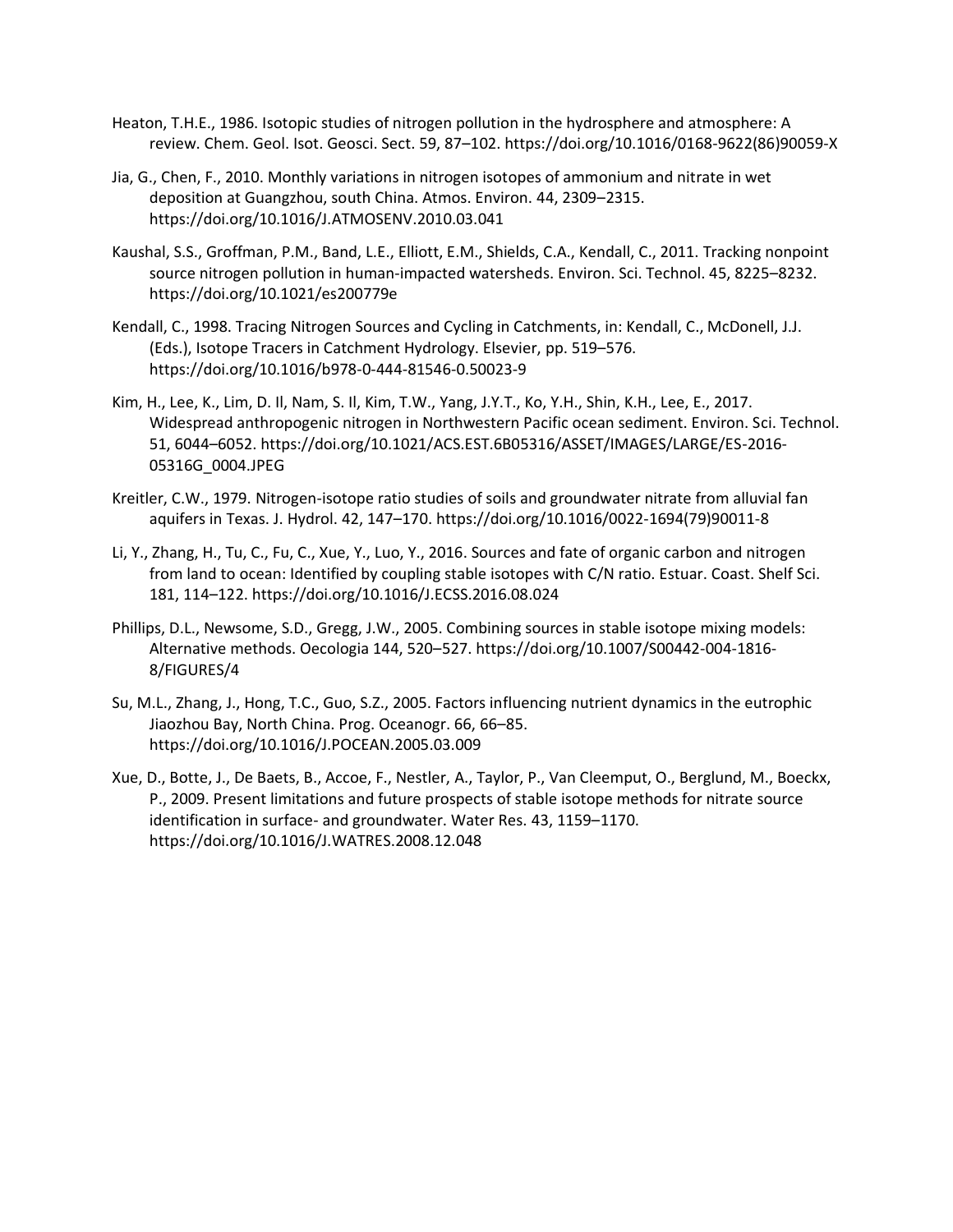Heaton, T.H.E., 1986. Isotopic studies of nitrogen pollution in the hydrosphere and atmosphere: A review. Chem. Geol. Isot. Geosci. Sect. 59, 87–102. https://doi.org/10.1016/0168-9622(86)90059-X

Jia, G., Chen, F., 2010. Monthly variations in nitrogen isotopes of ammonium and nitrate in wet deposition at Guangzhou, south China. Atmos. Environ. 44, 2309–2315. https://doi.org/10.1016/J.ATMOSENV.2010.03.041

Kaushal, S.S., Groffman, P.M., Band, L.E., Elliott, E.M., Shields, C.A., Kendall, C., 2011. Tracking nonpoint source nitrogen pollution in human-impacted watersheds. Environ. Sci. Technol. 45, 8225–8232. https://doi.org/10.1021/es200779e

Kendall, C., 1998. Tracing Nitrogen Sources and Cycling in Catchments, in: Kendall, C., McDonell, J.J. (Eds.), Isotope Tracers in Catchment Hydrology. Elsevier, pp. 519–576. https://doi.org/10.1016/b978-0-444-81546-0.50023-9

Kim, H., Lee, K., Lim, D. Il, Nam, S. Il, Kim, T.W., Yang, J.Y.T., Ko, Y.H., Shin, K.H., Lee, E., 2017. Widespread anthropogenic nitrogen in Northwestern Pacific ocean sediment. Environ. Sci. Technol. 51, 6044–6052. https://doi.org/10.1021/ACS.EST.6B05316/ASSET/IMAGES/LARGE/ES-2016-05316G_0004.JPEG

Kreitler, C.W., 1979. Nitrogen-isotope ratio studies of soils and groundwater nitrate from alluvial fan aquifers in Texas. J. Hydrol. 42, 147–170. https://doi.org/10.1016/0022-1694(79)90011-8

Li, Y., Zhang, H., Tu, C., Fu, C., Xue, Y., Luo, Y., 2016. Sources and fate of organic carbon and nitrogen from land to ocean: Identified by coupling stable isotopes with C/N ratio. Estuar. Coast. Shelf Sci. 181, 114–122. https://doi.org/10.1016/J.ECSS.2016.08.024

Phillips, D.L., Newsome, S.D., Gregg, J.W., 2005. Combining sources in stable isotope mixing models: Alternative methods. Oecologia 144, 520–527. https://doi.org/10.1007/S00442-004-1816-8/FIGURES/4

Su, M.L., Zhang, J., Hong, T.C., Guo, S.Z., 2005. Factors influencing nutrient dynamics in the eutrophic Jiaozhou Bay, North China. Prog. Oceanogr. 66, 66–85. https://doi.org/10.1016/J.POCEAN.2005.03.009

Xue, D., Botte, J., De Baets, B., Accoe, F., Nestler, A., Taylor, P., Van Cleemput, O., Berglund, M., Boeckx, P., 2009. Present limitations and future prospects of stable isotope methods for nitrate source identification in surface- and groundwater. Water Res. 43, 1159–1170. https://doi.org/10.1016/J.WATRES.2008.12.048